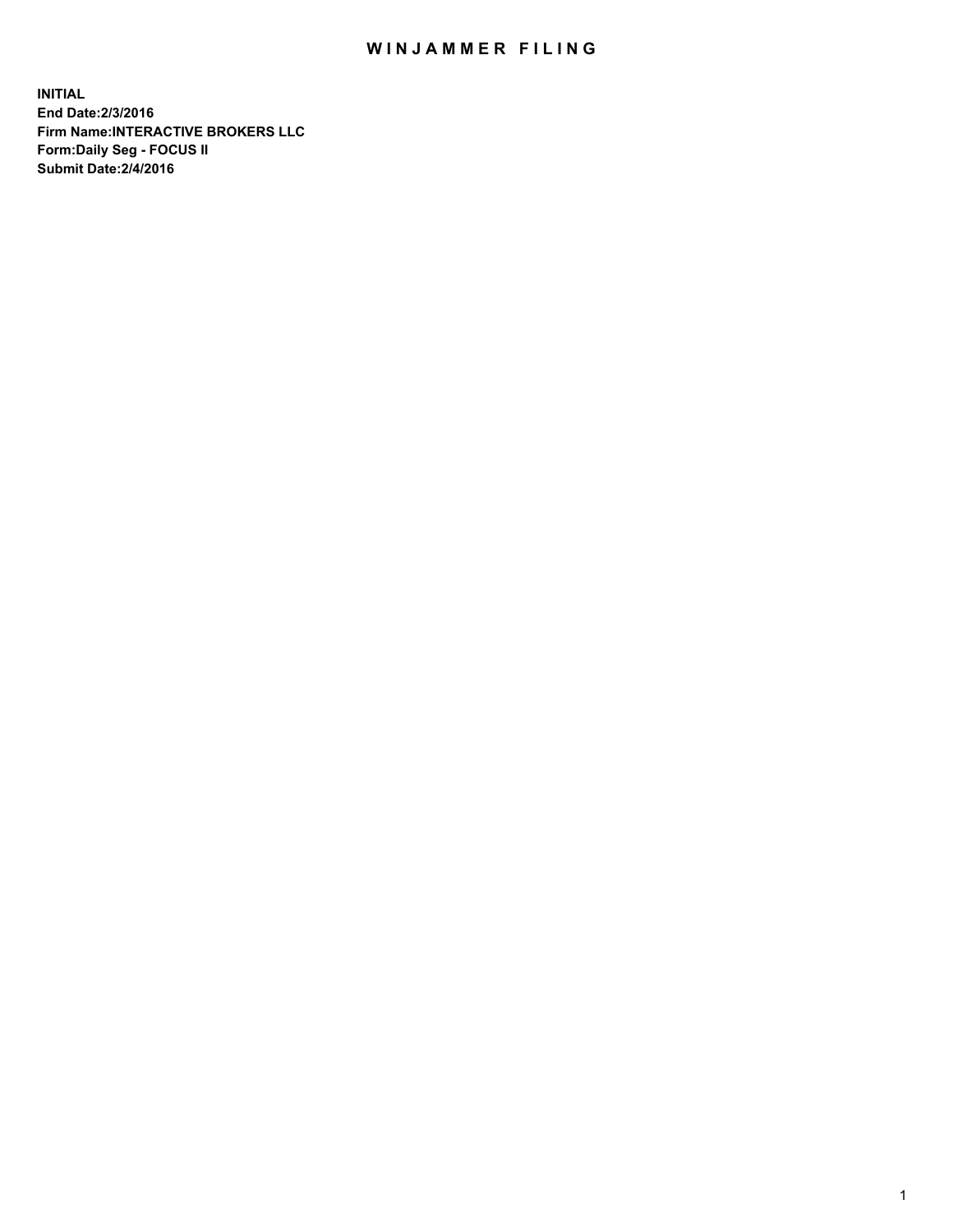# WINJAMMER FILING

**INITIAL**
**End Date:2/3/2016**
**Firm Name:INTERACTIVE BROKERS LLC**
**Form:Daily Seg - FOCUS II**
**Submit Date:2/4/2016**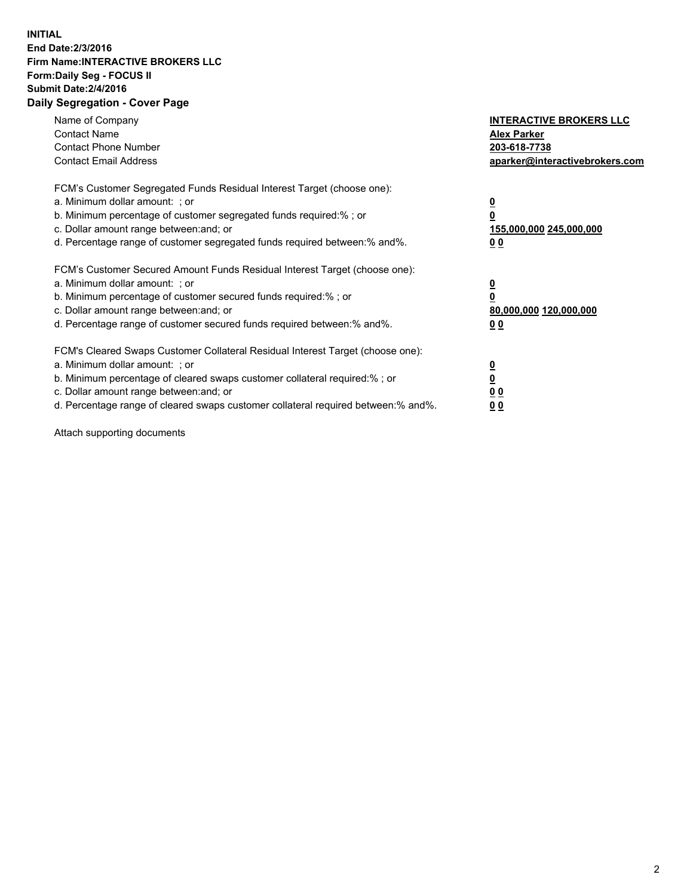**INITIAL**
**End Date:2/3/2016**
**Firm Name:INTERACTIVE BROKERS LLC**
**Form:Daily Seg - FOCUS II**
**Submit Date:2/4/2016**

## Daily Segregation - Cover Page

| | |
|---|---|
| Name of Company | **INTERACTIVE BROKERS LLC** |
| Contact Name | **Alex Parker** |
| Contact Phone Number | **203-618-7738** |
| Contact Email Address | **aparker@interactivebrokers.com** |

FCM's Customer Segregated Funds Residual Interest Target (choose one):

| | |
|---|---|
| a. Minimum dollar amount: ; or | **0** |
| b. Minimum percentage of customer segregated funds required:% ; or | **0** |
| c. Dollar amount range between:and; or | **155,000,000 245,000,000** |
| d. Percentage range of customer segregated funds required between:% and%. | **0 0** |

FCM's Customer Secured Amount Funds Residual Interest Target (choose one):

| | |
|---|---|
| a. Minimum dollar amount: ; or | **0** |
| b. Minimum percentage of customer secured funds required:% ; or | **0** |
| c. Dollar amount range between:and; or | **80,000,000 120,000,000** |
| d. Percentage range of customer secured funds required between:% and%. | **0 0** |

FCM's Cleared Swaps Customer Collateral Residual Interest Target (choose one):

| | |
|---|---|
| a. Minimum dollar amount: ; or | **0** |
| b. Minimum percentage of cleared swaps customer collateral required:% ; or | **0** |
| c. Dollar amount range between:and; or | **0 0** |
| d. Percentage range of cleared swaps customer collateral required between:% and%. | **0 0** |

Attach supporting documents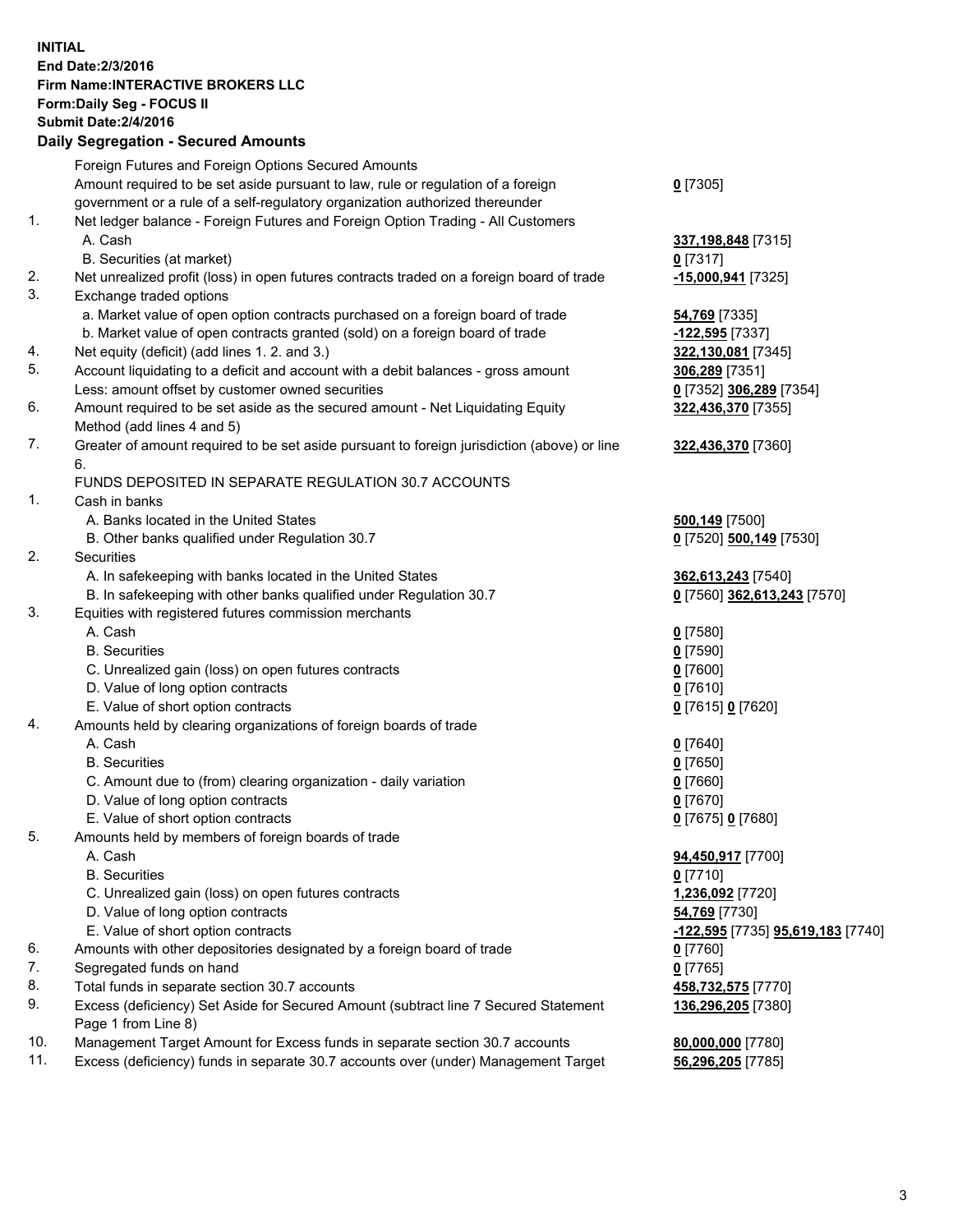**INITIAL**
**End Date:2/3/2016**
**Firm Name:INTERACTIVE BROKERS LLC**
**Form:Daily Seg - FOCUS II**
**Submit Date:2/4/2016**

### Daily Segregation - Secured Amounts

| | | |
|---|---|---|
| | Foreign Futures and Foreign Options Secured Amounts | |
| | Amount required to be set aside pursuant to law, rule or regulation of a foreign government or a rule of a self-regulatory organization authorized thereunder | **0** [7305] |
| 1. | Net ledger balance - Foreign Futures and Foreign Option Trading - All Customers | |
| | A. Cash | **337,198,848** [7315] |
| | B. Securities (at market) | **0** [7317] |
| 2. | Net unrealized profit (loss) in open futures contracts traded on a foreign board of trade | **-15,000,941** [7325] |
| 3. | Exchange traded options | |
| | a. Market value of open option contracts purchased on a foreign board of trade | **54,769** [7335] |
| | b. Market value of open contracts granted (sold) on a foreign board of trade | **-122,595** [7337] |
| 4. | Net equity (deficit) (add lines 1. 2. and 3.) | **322,130,081** [7345] |
| 5. | Account liquidating to a deficit and account with a debit balances - gross amount | **306,289** [7351] |
| | Less: amount offset by customer owned securities | **0** [7352] **306,289** [7354] |
| 6. | Amount required to be set aside as the secured amount - Net Liquidating Equity Method (add lines 4 and 5) | **322,436,370** [7355] |
| 7. | Greater of amount required to be set aside pursuant to foreign jurisdiction (above) or line 6. | **322,436,370** [7360] |
| | FUNDS DEPOSITED IN SEPARATE REGULATION 30.7 ACCOUNTS | |
| 1. | Cash in banks | |
| | A. Banks located in the United States | **500,149** [7500] |
| | B. Other banks qualified under Regulation 30.7 | **0** [7520] **500,149** [7530] |
| 2. | Securities | |
| | A. In safekeeping with banks located in the United States | **362,613,243** [7540] |
| | B. In safekeeping with other banks qualified under Regulation 30.7 | **0** [7560] **362,613,243** [7570] |
| 3. | Equities with registered futures commission merchants | |
| | A. Cash | **0** [7580] |
| | B. Securities | **0** [7590] |
| | C. Unrealized gain (loss) on open futures contracts | **0** [7600] |
| | D. Value of long option contracts | **0** [7610] |
| | E. Value of short option contracts | **0** [7615] **0** [7620] |
| 4. | Amounts held by clearing organizations of foreign boards of trade | |
| | A. Cash | **0** [7640] |
| | B. Securities | **0** [7650] |
| | C. Amount due to (from) clearing organization - daily variation | **0** [7660] |
| | D. Value of long option contracts | **0** [7670] |
| | E. Value of short option contracts | **0** [7675] **0** [7680] |
| 5. | Amounts held by members of foreign boards of trade | |
| | A. Cash | **94,450,917** [7700] |
| | B. Securities | **0** [7710] |
| | C. Unrealized gain (loss) on open futures contracts | **1,236,092** [7720] |
| | D. Value of long option contracts | **54,769** [7730] |
| | E. Value of short option contracts | **-122,595** [7735] **95,619,183** [7740] |
| 6. | Amounts with other depositories designated by a foreign board of trade | **0** [7760] |
| 7. | Segregated funds on hand | **0** [7765] |
| 8. | Total funds in separate section 30.7 accounts | **458,732,575** [7770] |
| 9. | Excess (deficiency) Set Aside for Secured Amount (subtract line 7 Secured Statement Page 1 from Line 8) | **136,296,205** [7380] |
| 10. | Management Target Amount for Excess funds in separate section 30.7 accounts | **80,000,000** [7780] |
| 11. | Excess (deficiency) funds in separate 30.7 accounts over (under) Management Target | **56,296,205** [7785] |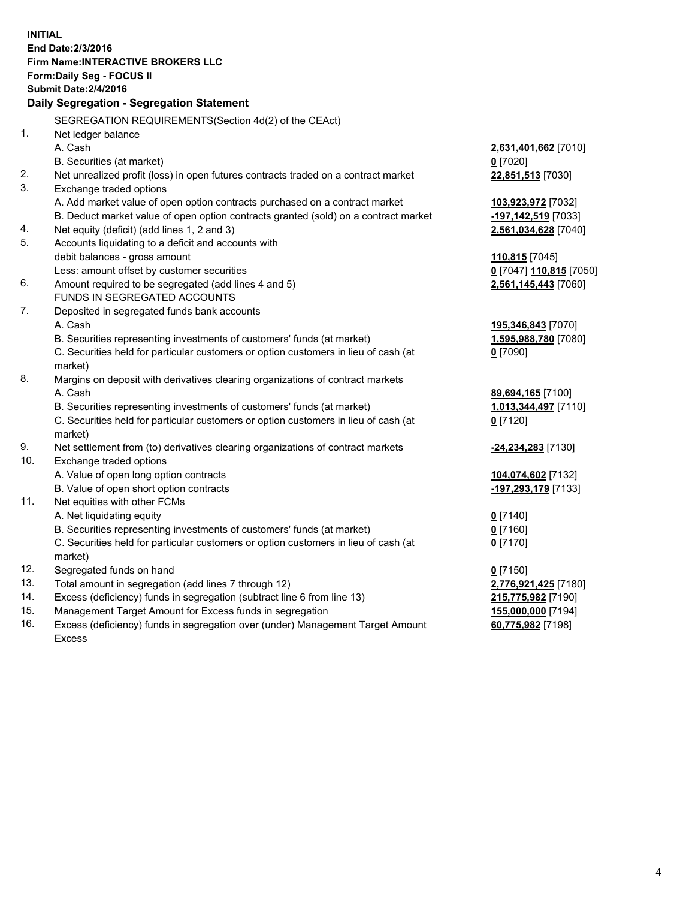**INITIAL**
**End Date:2/3/2016**
**Firm Name:INTERACTIVE BROKERS LLC**
**Form:Daily Seg - FOCUS II**
**Submit Date:2/4/2016**

## Daily Segregation - Segregation Statement

| | | |
|---|---|---|
| | SEGREGATION REQUIREMENTS(Section 4d(2) of the CEAct) | |
| 1. | Net ledger balance | |
| | A. Cash | **2,631,401,662** [7010] |
| | B. Securities (at market) | **0** [7020] |
| 2. | Net unrealized profit (loss) in open futures contracts traded on a contract market | **22,851,513** [7030] |
| 3. | Exchange traded options | |
| | A. Add market value of open option contracts purchased on a contract market | **103,923,972** [7032] |
| | B. Deduct market value of open option contracts granted (sold) on a contract market | **-197,142,519** [7033] |
| 4. | Net equity (deficit) (add lines 1, 2 and 3) | **2,561,034,628** [7040] |
| 5. | Accounts liquidating to a deficit and accounts with | |
| | debit balances - gross amount | **110,815** [7045] |
| | Less: amount offset by customer securities | **0** [7047] **110,815** [7050] |
| 6. | Amount required to be segregated (add lines 4 and 5) | **2,561,145,443** [7060] |
| | FUNDS IN SEGREGATED ACCOUNTS | |
| 7. | Deposited in segregated funds bank accounts | |
| | A. Cash | **195,346,843** [7070] |
| | B. Securities representing investments of customers' funds (at market) | **1,595,988,780** [7080] |
| | C. Securities held for particular customers or option customers in lieu of cash (at market) | **0** [7090] |
| 8. | Margins on deposit with derivatives clearing organizations of contract markets | |
| | A. Cash | **89,694,165** [7100] |
| | B. Securities representing investments of customers' funds (at market) | **1,013,344,497** [7110] |
| | C. Securities held for particular customers or option customers in lieu of cash (at market) | **0** [7120] |
| 9. | Net settlement from (to) derivatives clearing organizations of contract markets | **-24,234,283** [7130] |
| 10. | Exchange traded options | |
| | A. Value of open long option contracts | **104,074,602** [7132] |
| | B. Value of open short option contracts | **-197,293,179** [7133] |
| 11. | Net equities with other FCMs | |
| | A. Net liquidating equity | **0** [7140] |
| | B. Securities representing investments of customers' funds (at market) | **0** [7160] |
| | C. Securities held for particular customers or option customers in lieu of cash (at market) | **0** [7170] |
| 12. | Segregated funds on hand | **0** [7150] |
| 13. | Total amount in segregation (add lines 7 through 12) | **2,776,921,425** [7180] |
| 14. | Excess (deficiency) funds in segregation (subtract line 6 from line 13) | **215,775,982** [7190] |
| 15. | Management Target Amount for Excess funds in segregation | **155,000,000** [7194] |
| 16. | Excess (deficiency) funds in segregation over (under) Management Target Amount Excess | **60,775,982** [7198] |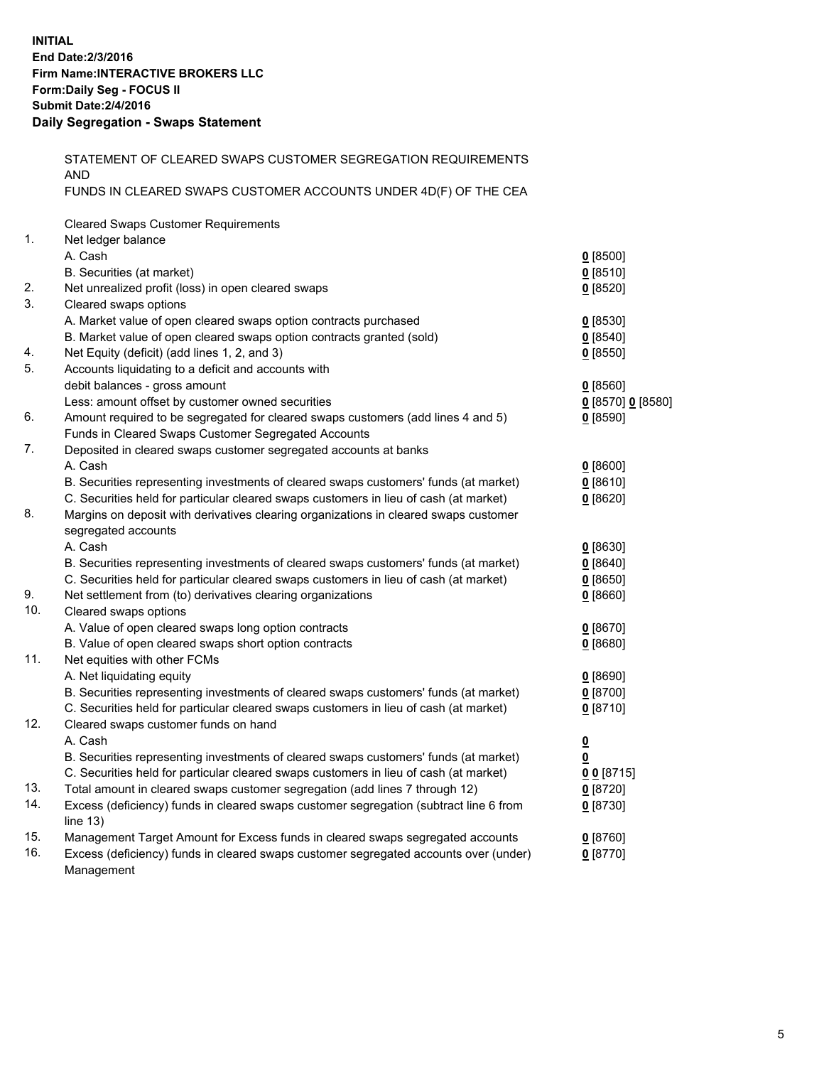**INITIAL**
**End Date:2/3/2016**
**Firm Name:INTERACTIVE BROKERS LLC**
**Form:Daily Seg - FOCUS II**
**Submit Date:2/4/2016**
**Daily Segregation - Swaps Statement**

STATEMENT OF CLEARED SWAPS CUSTOMER SEGREGATION REQUIREMENTS AND FUNDS IN CLEARED SWAPS CUSTOMER ACCOUNTS UNDER 4D(F) OF THE CEA

| | | |
|---|---|---|
| | Cleared Swaps Customer Requirements | |
| 1. | Net ledger balance | |
| | A. Cash | 0 [8500] |
| | B. Securities (at market) | 0 [8510] |
| 2. | Net unrealized profit (loss) in open cleared swaps | 0 [8520] |
| 3. | Cleared swaps options | |
| | A. Market value of open cleared swaps option contracts purchased | 0 [8530] |
| | B. Market value of open cleared swaps option contracts granted (sold) | 0 [8540] |
| 4. | Net Equity (deficit) (add lines 1, 2, and 3) | 0 [8550] |
| 5. | Accounts liquidating to a deficit and accounts with debit balances - gross amount | 0 [8560] |
| | Less: amount offset by customer owned securities | 0 [8570] 0 [8580] |
| 6. | Amount required to be segregated for cleared swaps customers (add lines 4 and 5) | 0 [8590] |
| | Funds in Cleared Swaps Customer Segregated Accounts | |
| 7. | Deposited in cleared swaps customer segregated accounts at banks | |
| | A. Cash | 0 [8600] |
| | B. Securities representing investments of cleared swaps customers' funds (at market) | 0 [8610] |
| | C. Securities held for particular cleared swaps customers in lieu of cash (at market) | 0 [8620] |
| 8. | Margins on deposit with derivatives clearing organizations in cleared swaps customer segregated accounts | |
| | A. Cash | 0 [8630] |
| | B. Securities representing investments of cleared swaps customers' funds (at market) | 0 [8640] |
| | C. Securities held for particular cleared swaps customers in lieu of cash (at market) | 0 [8650] |
| 9. | Net settlement from (to) derivatives clearing organizations | 0 [8660] |
| 10. | Cleared swaps options | |
| | A. Value of open cleared swaps long option contracts | 0 [8670] |
| | B. Value of open cleared swaps short option contracts | 0 [8680] |
| 11. | Net equities with other FCMs | |
| | A. Net liquidating equity | 0 [8690] |
| | B. Securities representing investments of cleared swaps customers' funds (at market) | 0 [8700] |
| | C. Securities held for particular cleared swaps customers in lieu of cash (at market) | 0 [8710] |
| 12. | Cleared swaps customer funds on hand | |
| | A. Cash | 0 |
| | B. Securities representing investments of cleared swaps customers' funds (at market) | 0 |
| | C. Securities held for particular cleared swaps customers in lieu of cash (at market) | 0 0 [8715] |
| 13. | Total amount in cleared swaps customer segregation (add lines 7 through 12) | 0 [8720] |
| 14. | Excess (deficiency) funds in cleared swaps customer segregation (subtract line 6 from line 13) | 0 [8730] |
| 15. | Management Target Amount for Excess funds in cleared swaps segregated accounts | 0 [8760] |
| 16. | Excess (deficiency) funds in cleared swaps customer segregated accounts over (under) Management | 0 [8770] |